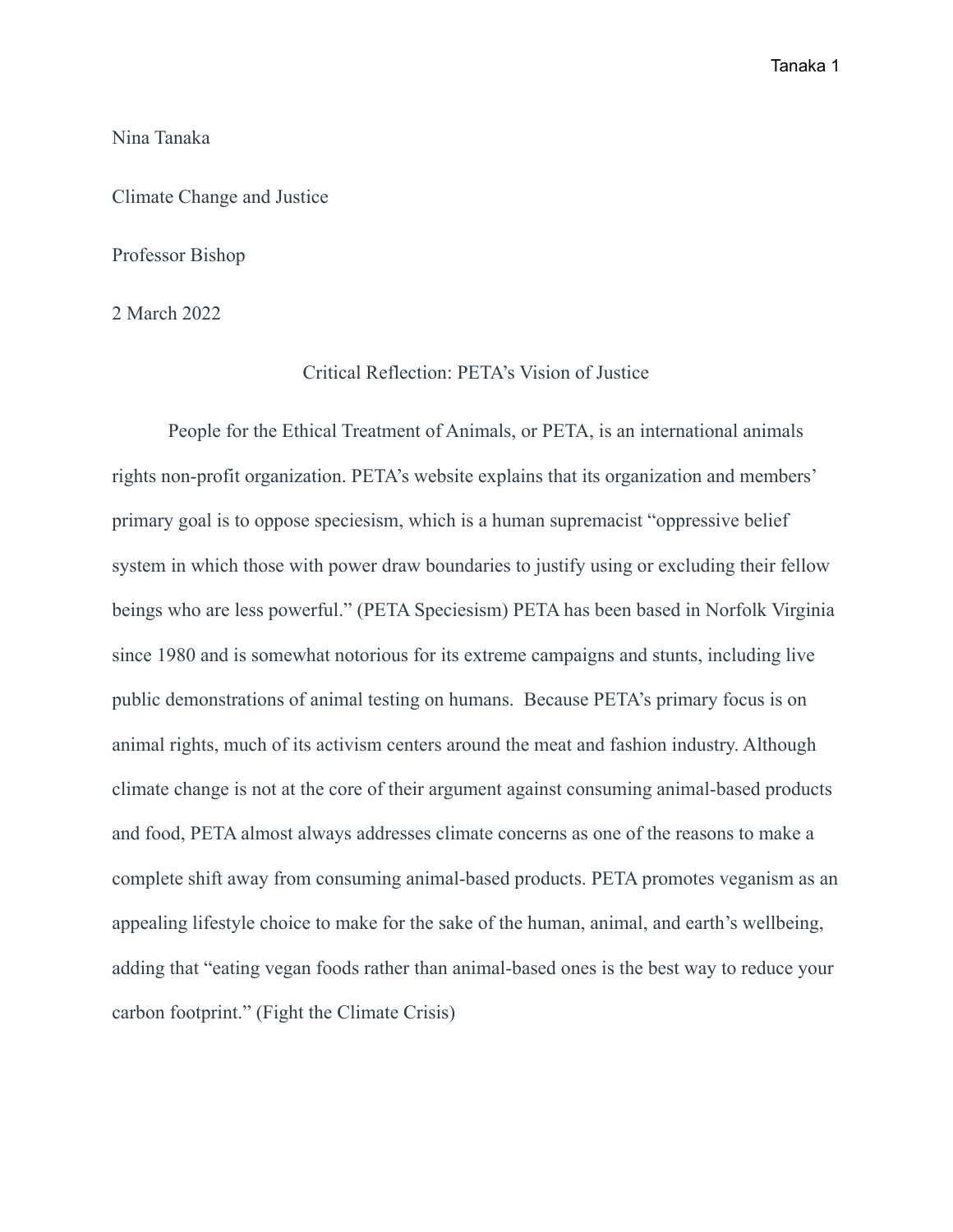Nina Tanaka

Climate Change and Justice

Professor Bishop

2 March 2022

Critical Reflection: PETA's Vision of Justice

People for the Ethical Treatment of Animals, or PETA, is an international animals rights non-profit organization. PETA's website explains that its organization and members' primary goal is to oppose speciesism, which is a human supremacist "oppressive belief system in which those with power draw boundaries to justify using or excluding their fellow beings who are less powerful." (PETA Speciesism) PETA has been based in Norfolk Virginia since 1980 and is somewhat notorious for its extreme campaigns and stunts, including live public demonstrations of animal testing on humans. Because PETA's primary focus is on animal rights, much of its activism centers around the meat and fashion industry. Although climate change is not at the core of their argument against consuming animal-based products and food, PETA almost always addresses climate concerns as one of the reasons to make a complete shift away from consuming animal-based products. PETA promotes veganism as an appealing lifestyle choice to make for the sake of the human, animal, and earth's wellbeing, adding that "eating vegan foods rather than animal-based ones is the best way to reduce your carbon footprint." (Fight the Climate Crisis)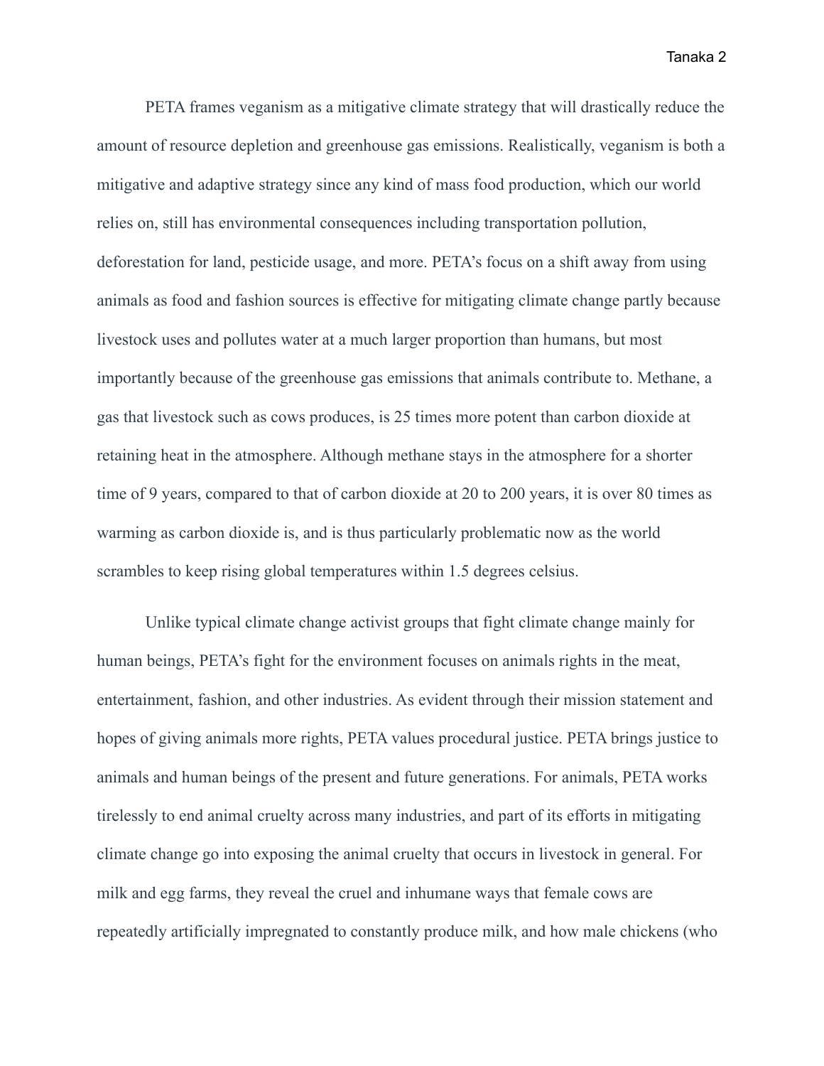PETA frames veganism as a mitigative climate strategy that will drastically reduce the amount of resource depletion and greenhouse gas emissions. Realistically, veganism is both a mitigative and adaptive strategy since any kind of mass food production, which our world relies on, still has environmental consequences including transportation pollution, deforestation for land, pesticide usage, and more. PETA's focus on a shift away from using animals as food and fashion sources is effective for mitigating climate change partly because livestock uses and pollutes water at a much larger proportion than humans, but most importantly because of the greenhouse gas emissions that animals contribute to. Methane, a gas that livestock such as cows produces, is 25 times more potent than carbon dioxide at retaining heat in the atmosphere. Although methane stays in the atmosphere for a shorter time of 9 years, compared to that of carbon dioxide at 20 to 200 years, it is over 80 times as warming as carbon dioxide is, and is thus particularly problematic now as the world scrambles to keep rising global temperatures within 1.5 degrees celsius.

Unlike typical climate change activist groups that fight climate change mainly for human beings, PETA's fight for the environment focuses on animals rights in the meat, entertainment, fashion, and other industries. As evident through their mission statement and hopes of giving animals more rights, PETA values procedural justice. PETA brings justice to animals and human beings of the present and future generations. For animals, PETA works tirelessly to end animal cruelty across many industries, and part of its efforts in mitigating climate change go into exposing the animal cruelty that occurs in livestock in general. For milk and egg farms, they reveal the cruel and inhumane ways that female cows are repeatedly artificially impregnated to constantly produce milk, and how male chickens (who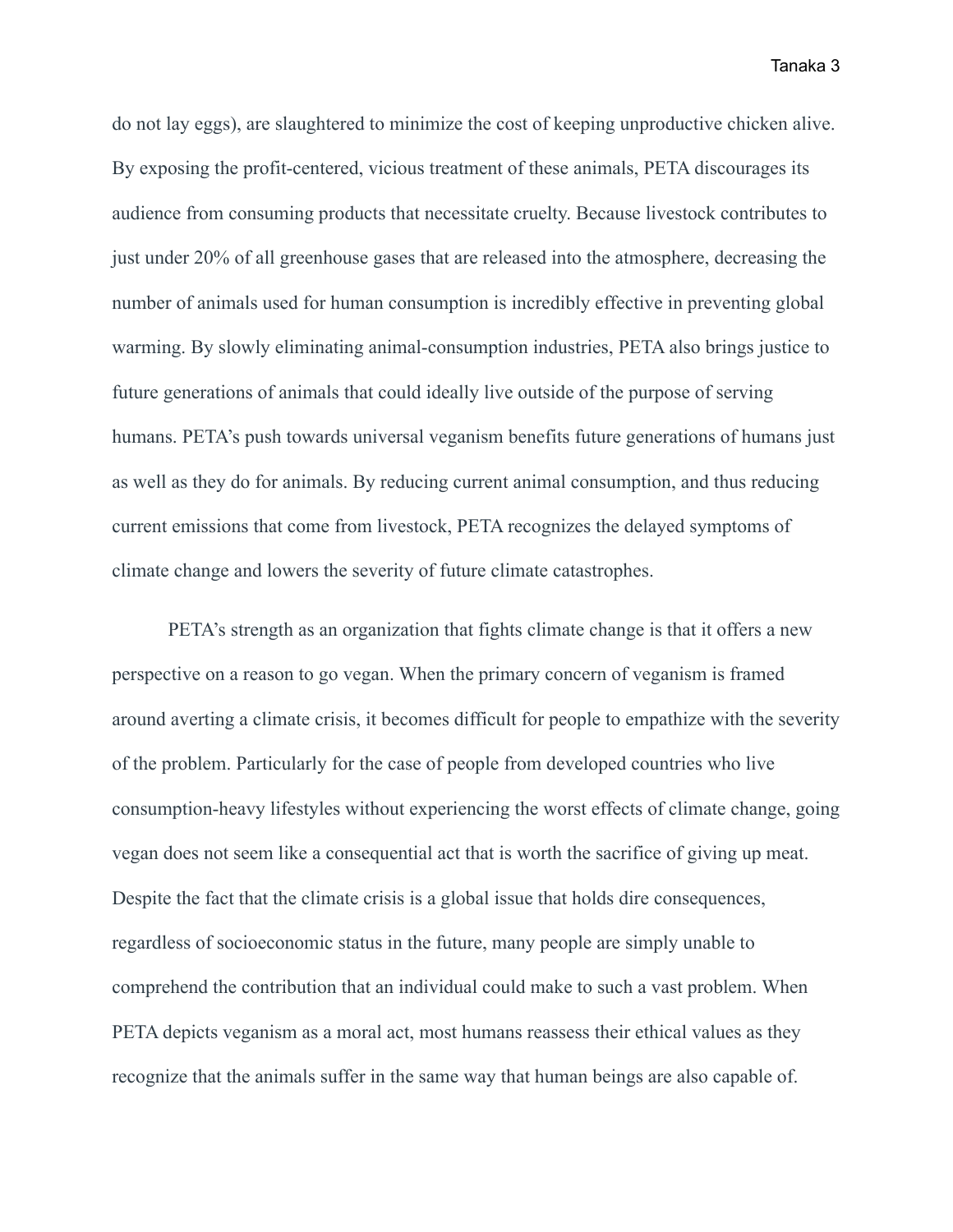do not lay eggs), are slaughtered to minimize the cost of keeping unproductive chicken alive. By exposing the profit-centered, vicious treatment of these animals, PETA discourages its audience from consuming products that necessitate cruelty. Because livestock contributes to just under 20% of all greenhouse gases that are released into the atmosphere, decreasing the number of animals used for human consumption is incredibly effective in preventing global warming. By slowly eliminating animal-consumption industries, PETA also brings justice to future generations of animals that could ideally live outside of the purpose of serving humans. PETA's push towards universal veganism benefits future generations of humans just as well as they do for animals. By reducing current animal consumption, and thus reducing current emissions that come from livestock, PETA recognizes the delayed symptoms of climate change and lowers the severity of future climate catastrophes.

PETA's strength as an organization that fights climate change is that it offers a new perspective on a reason to go vegan. When the primary concern of veganism is framed around averting a climate crisis, it becomes difficult for people to empathize with the severity of the problem. Particularly for the case of people from developed countries who live consumption-heavy lifestyles without experiencing the worst effects of climate change, going vegan does not seem like a consequential act that is worth the sacrifice of giving up meat. Despite the fact that the climate crisis is a global issue that holds dire consequences, regardless of socioeconomic status in the future, many people are simply unable to comprehend the contribution that an individual could make to such a vast problem. When PETA depicts veganism as a moral act, most humans reassess their ethical values as they recognize that the animals suffer in the same way that human beings are also capable of.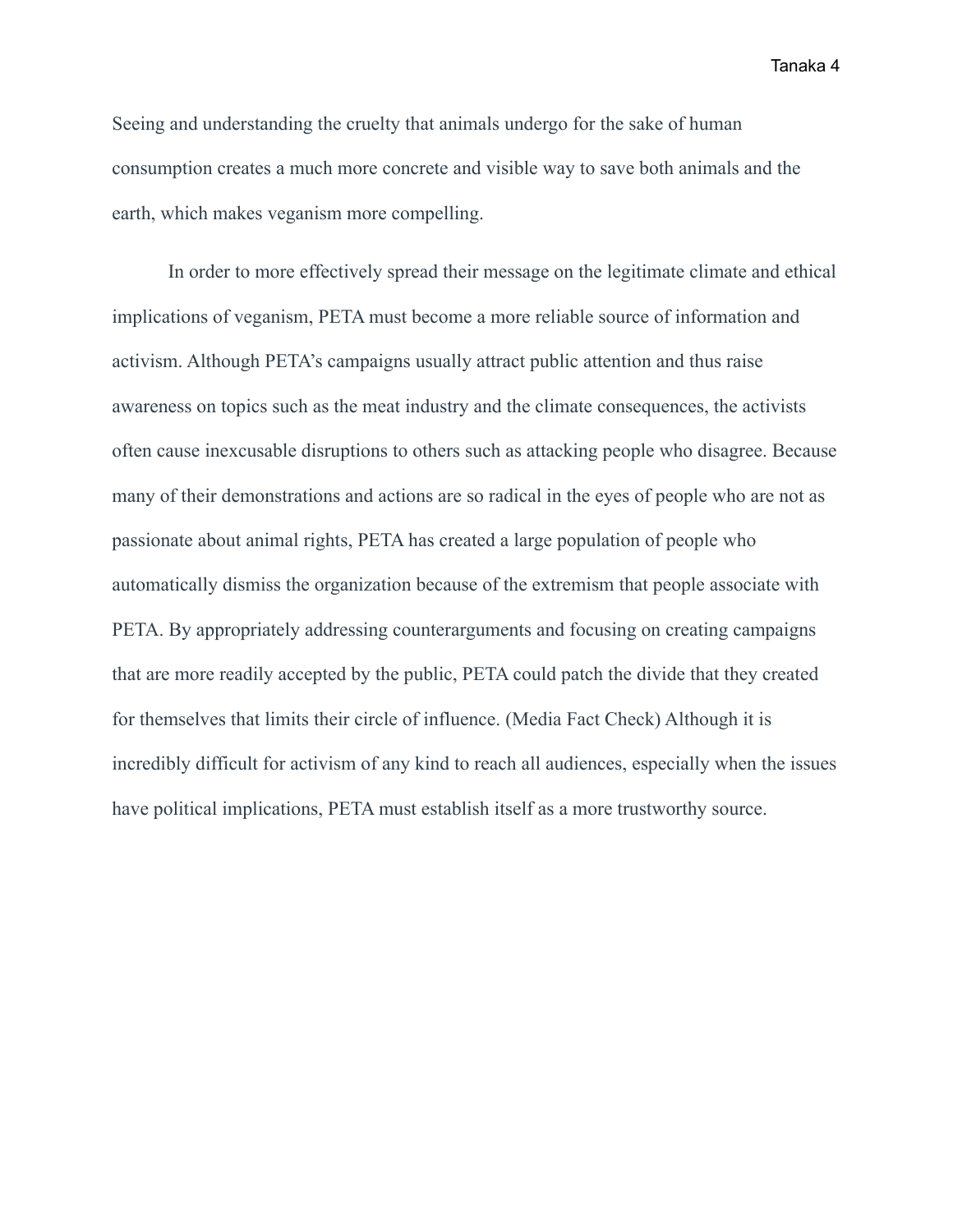Seeing and understanding the cruelty that animals undergo for the sake of human consumption creates a much more concrete and visible way to save both animals and the earth, which makes veganism more compelling.

In order to more effectively spread their message on the legitimate climate and ethical implications of veganism, PETA must become a more reliable source of information and activism. Although PETA's campaigns usually attract public attention and thus raise awareness on topics such as the meat industry and the climate consequences, the activists often cause inexcusable disruptions to others such as attacking people who disagree. Because many of their demonstrations and actions are so radical in the eyes of people who are not as passionate about animal rights, PETA has created a large population of people who automatically dismiss the organization because of the extremism that people associate with PETA. By appropriately addressing counterarguments and focusing on creating campaigns that are more readily accepted by the public, PETA could patch the divide that they created for themselves that limits their circle of influence. (Media Fact Check) Although it is incredibly difficult for activism of any kind to reach all audiences, especially when the issues have political implications, PETA must establish itself as a more trustworthy source.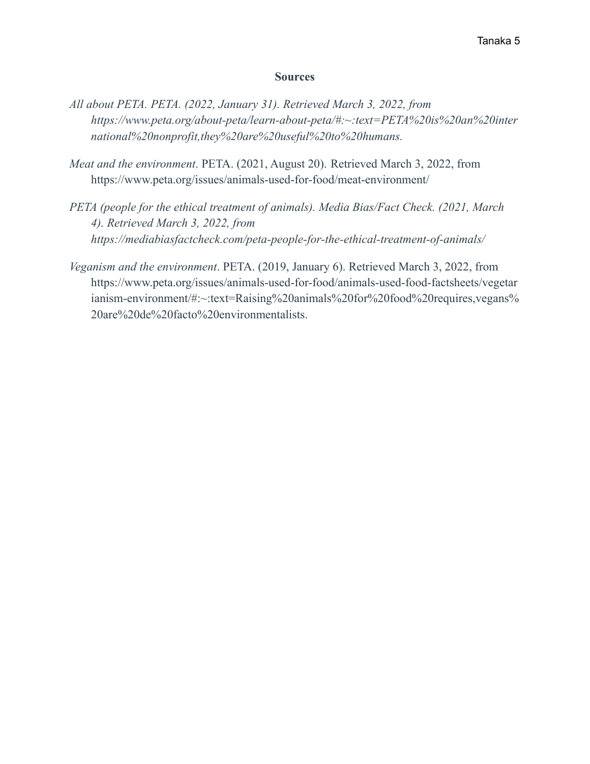## Sources

*All about PETA. PETA. (2022, January 31). Retrieved March 3, 2022, from https://www.peta.org/about-peta/learn-about-peta/#:~:text=PETA%20is%20an%20international%20nonprofit,they%20are%20useful%20to%20humans.*

*Meat and the environment*. PETA. (2021, August 20). Retrieved March 3, 2022, from https://www.peta.org/issues/animals-used-for-food/meat-environment/

*PETA (people for the ethical treatment of animals). Media Bias/Fact Check. (2021, March 4). Retrieved March 3, 2022, from https://mediabiasfactcheck.com/peta-people-for-the-ethical-treatment-of-animals/*

*Veganism and the environment*. PETA. (2019, January 6). Retrieved March 3, 2022, from https://www.peta.org/issues/animals-used-for-food/animals-used-food-factsheets/vegetarianism-environment/#:~:text=Raising%20animals%20for%20food%20requires,vegans%20are%20de%20facto%20environmentalists.